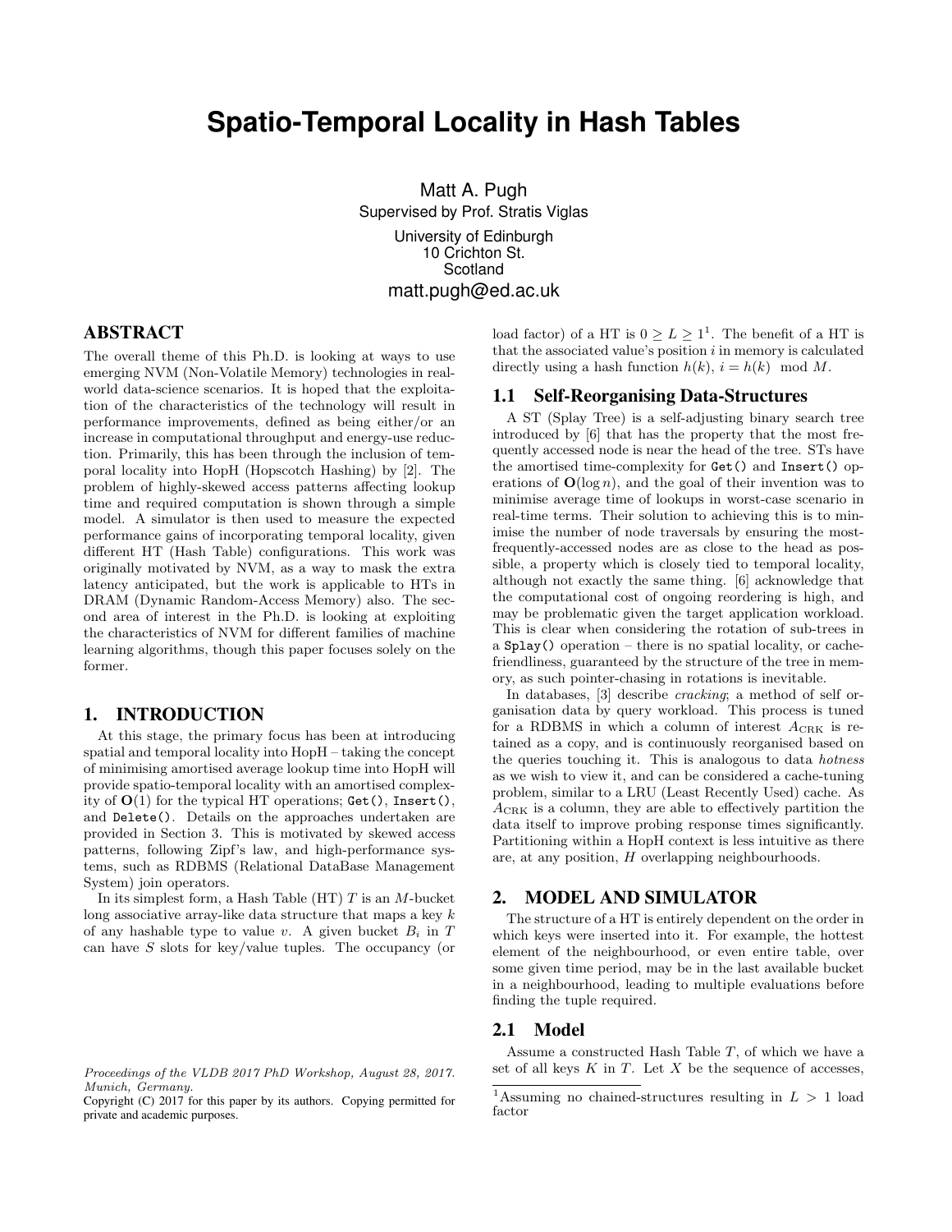# Spatio-Temporal Locality in Hash Tables

Matt A. Pugh
Supervised by Prof. Stratis Viglas
University of Edinburgh
10 Crichton St.
Scotland
matt.pugh@ed.ac.uk

## ABSTRACT

The overall theme of this Ph.D. is looking at ways to use emerging NVM (Non-Volatile Memory) technologies in real-world data-science scenarios. It is hoped that the exploitation of the characteristics of the technology will result in performance improvements, defined as being either/or an increase in computational throughput and energy-use reduction. Primarily, this has been through the inclusion of temporal locality into HopH (Hopscotch Hashing) by [2]. The problem of highly-skewed access patterns affecting lookup time and required computation is shown through a simple model. A simulator is then used to measure the expected performance gains of incorporating temporal locality, given different HT (Hash Table) configurations. This work was originally motivated by NVM, as a way to mask the extra latency anticipated, but the work is applicable to HTs in DRAM (Dynamic Random-Access Memory) also. The second area of interest in the Ph.D. is looking at exploiting the characteristics of NVM for different families of machine learning algorithms, though this paper focuses solely on the former.

## 1. INTRODUCTION

At this stage, the primary focus has been at introducing spatial and temporal locality into HopH – taking the concept of minimising amortised average lookup time into HopH will provide spatio-temporal locality with an amortised complexity of $\mathbf{O}(1)$ for the typical HT operations; `Get()`, `Insert()`, and `Delete()`. Details on the approaches undertaken are provided in Section 3. This is motivated by skewed access patterns, following Zipf's law, and high-performance systems, such as RDBMS (Relational DataBase Management System) join operators.

In its simplest form, a Hash Table (HT) $T$ is an $M$-bucket long associative array-like data structure that maps a key $k$ of any hashable type to value $v$. A given bucket $B_i$ in $T$ can have $S$ slots for key/value tuples. The occupancy (or load factor) of a HT is $0 \geq L \geq 1$[1]. The benefit of a HT is that the associated value's position $i$ in memory is calculated directly using a hash function $h(k)$, $i = h(k) \mod M$.

### 1.1 Self-Reorganising Data-Structures

A ST (Splay Tree) is a self-adjusting binary search tree introduced by [6] that has the property that the most frequently accessed node is near the head of the tree. STs have the amortised time-complexity for `Get()` and `Insert()` operations of $\mathbf{O}(\log n)$, and the goal of their invention was to minimise average time of lookups in worst-case scenario in real-time terms. Their solution to achieving this is to minimise the number of node traversals by ensuring the most-frequently-accessed nodes are as close to the head as possible, a property which is closely tied to temporal locality, although not exactly the same thing. [6] acknowledge that the computational cost of ongoing reordering is high, and may be problematic given the target application workload. This is clear when considering the rotation of sub-trees in a `Splay()` operation – there is no spatial locality, or cache-friendliness, guaranteed by the structure of the tree in memory, as such pointer-chasing in rotations is inevitable.

In databases, [3] describe *cracking*; a method of self organisation data by query workload. This process is tuned for a RDBMS in which a column of interest $A_{\text{CRK}}$ is retained as a copy, and is continuously reorganised based on the queries touching it. This is analogous to data *hotness* as we wish to view it, and can be considered a cache-tuning problem, similar to a LRU (Least Recently Used) cache. As $A_{\text{CRK}}$ is a column, they are able to effectively partition the data itself to improve probing response times significantly. Partitioning within a HopH context is less intuitive as there are, at any position, $H$ overlapping neighbourhoods.

## 2. MODEL AND SIMULATOR

The structure of a HT is entirely dependent on the order in which keys were inserted into it. For example, the hottest element of the neighbourhood, or even entire table, over some given time period, may be in the last available bucket in a neighbourhood, leading to multiple evaluations before finding the tuple required.

### 2.1 Model

Assume a constructed Hash Table $T$, of which we have a set of all keys $K$ in $T$. Let $X$ be the sequence of accesses,

[1] Assuming no chained-structures resulting in $L > 1$ load factor

*Proceedings of the VLDB 2017 PhD Workshop, August 28, 2017. Munich, Germany.*
Copyright (C) 2017 for this paper by its authors. Copying permitted for private and academic purposes.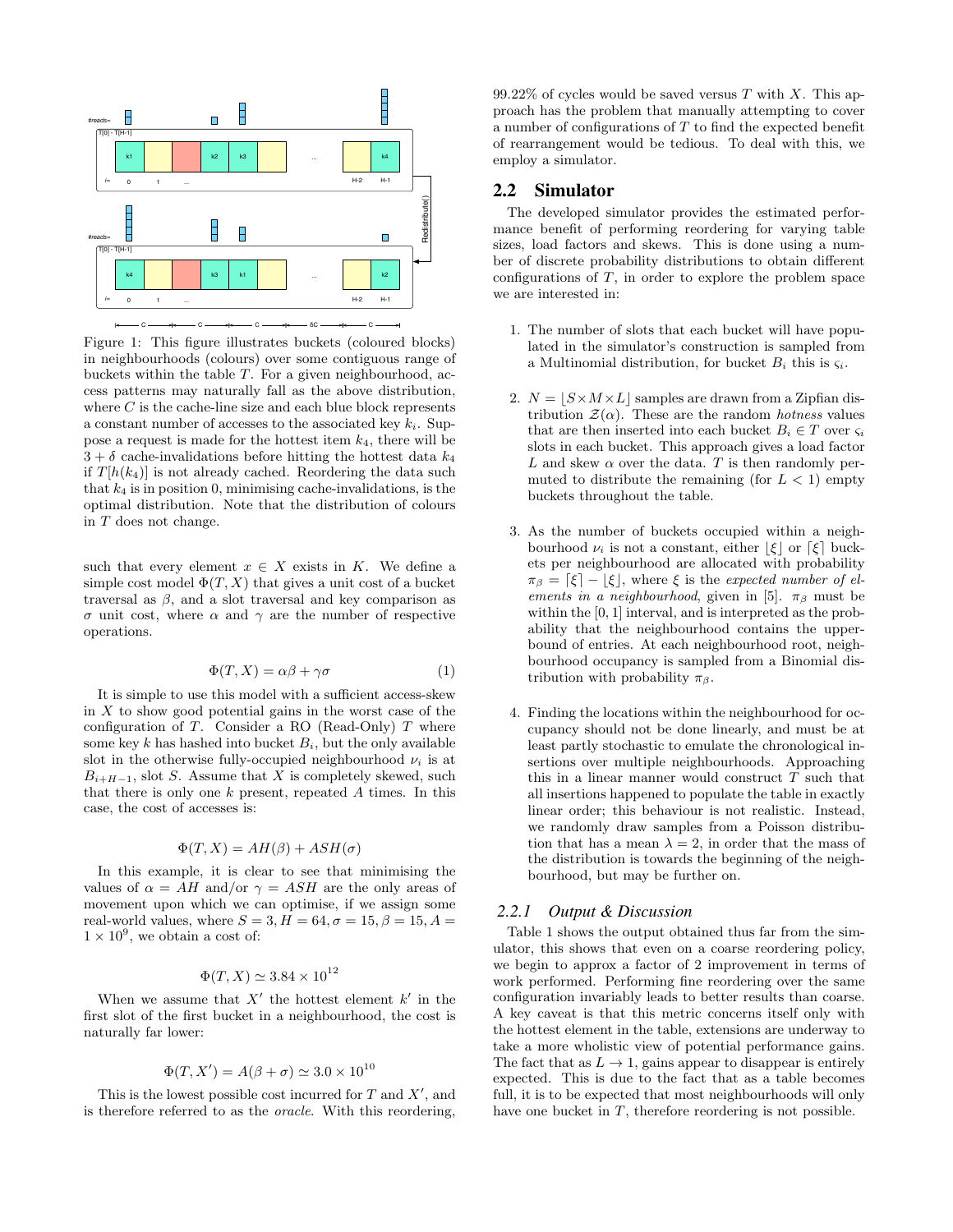Figure 1: This figure illustrates buckets (coloured blocks) in neighbourhoods (colours) over some contiguous range of buckets within the table $T$. For a given neighbourhood, access patterns may naturally fall as the above distribution, where $C$ is the cache-line size and each blue block represents a constant number of accesses to the associated key $k_i$. Suppose a request is made for the hottest item $k_4$, there will be $3 + \delta$ cache-invalidations before hitting the hottest data $k_4$ if $T[h(k_4)]$ is not already cached. Reordering the data such that $k_4$ is in position 0, minimising cache-invalidations, is the optimal distribution. Note that the distribution of colours in $T$ does not change.

such that every element $x \in X$ exists in $K$. We define a simple cost model $\Phi(T, X)$ that gives a unit cost of a bucket traversal as $\beta$, and a slot traversal and key comparison as $\sigma$ unit cost, where $\alpha$ and $\gamma$ are the number of respective operations.

$$\Phi(T, X) = \alpha\beta + \gamma\sigma \tag{1}$$

It is simple to use this model with a sufficient access-skew in $X$ to show good potential gains in the worst case of the configuration of $T$. Consider a RO (Read-Only) $T$ where some key $k$ has hashed into bucket $B_i$, but the only available slot in the otherwise fully-occupied neighbourhood $\nu_i$ is at $B_{i+H-1}$, slot $S$. Assume that $X$ is completely skewed, such that there is only one $k$ present, repeated $A$ times. In this case, the cost of accesses is:

$$\Phi(T, X) = AH(\beta) + ASH(\sigma)$$

In this example, it is clear to see that minimising the values of $\alpha = AH$ and/or $\gamma = ASH$ are the only areas of movement upon which we can optimise, if we assign some real-world values, where $S = 3, H = 64, \sigma = 15, \beta = 15, A = 1 \times 10^9$, we obtain a cost of:

$$\Phi(T, X) \simeq 3.84 \times 10^{12}$$

When we assume that $X'$ the hottest element $k'$ in the first slot of the first bucket in a neighbourhood, the cost is naturally far lower:

$$\Phi(T, X') = A(\beta + \sigma) \simeq 3.0 \times 10^{10}$$

This is the lowest possible cost incurred for $T$ and $X'$, and is therefore referred to as the *oracle*. With this reordering, 99.22% of cycles would be saved versus $T$ with $X$. This approach has the problem that manually attempting to cover a number of configurations of $T$ to find the expected benefit of rearrangement would be tedious. To deal with this, we employ a simulator.

## 2.2 Simulator

The developed simulator provides the estimated performance benefit of performing reordering for varying table sizes, load factors and skews. This is done using a number of discrete probability distributions to obtain different configurations of $T$, in order to explore the problem space we are interested in:

1. The number of slots that each bucket will have populated in the simulator's construction is sampled from a Multinomial distribution, for bucket $B_i$ this is $\varsigma_i$.

2. $N = \lfloor S \times M \times L \rfloor$ samples are drawn from a Zipfian distribution $\mathcal{Z}(\alpha)$. These are the random *hotness* values that are then inserted into each bucket $B_i \in T$ over $\varsigma_i$ slots in each bucket. This approach gives a load factor $L$ and skew $\alpha$ over the data. $T$ is then randomly permuted to distribute the remaining (for $L < 1$) empty buckets throughout the table.

3. As the number of buckets occupied within a neighbourhood $\nu_i$ is not a constant, either $\lfloor \xi \rfloor$ or $\lceil \xi \rceil$ buckets per neighbourhood are allocated with probability $\pi_\beta = \lceil \xi \rceil - \lfloor \xi \rfloor$, where $\xi$ is the *expected number of elements in a neighbourhood*, given in [5]. $\pi_\beta$ must be within the $[0, 1]$ interval, and is interpreted as the probability that the neighbourhood contains the upper-bound of entries. At each neighbourhood root, neighbourhood occupancy is sampled from a Binomial distribution with probability $\pi_\beta$.

4. Finding the locations within the neighbourhood for occupancy should not be done linearly, and must be at least partly stochastic to emulate the chronological insertions over multiple neighbourhoods. Approaching this in a linear manner would construct $T$ such that all insertions happened to populate the table in exactly linear order; this behaviour is not realistic. Instead, we randomly draw samples from a Poisson distribution that has a mean $\lambda = 2$, in order that the mass of the distribution is towards the beginning of the neighbourhood, but may be further on.

### 2.2.1 Output & Discussion

Table 1 shows the output obtained thus far from the simulator, this shows that even on a coarse reordering policy, we begin to approx a factor of 2 improvement in terms of work performed. Performing fine reordering over the same configuration invariably leads to better results than coarse. A key caveat is that this metric concerns itself only with the hottest element in the table, extensions are underway to take a more wholistic view of potential performance gains. The fact that as $L \to 1$, gains appear to disappear is entirely expected. This is due to the fact that as a table becomes full, it is to be expected that most neighbourhoods will only have one bucket in $T$, therefore reordering is not possible.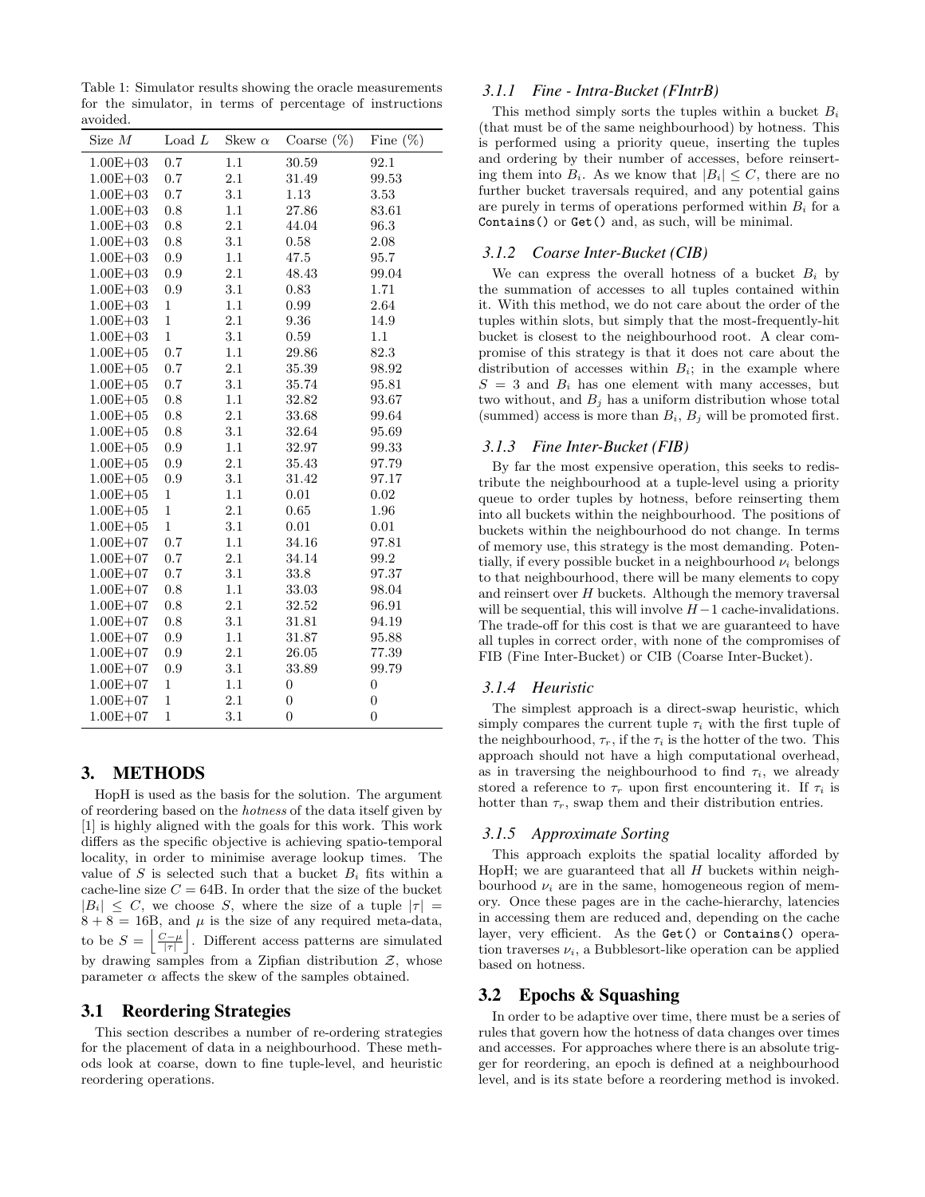Table 1: Simulator results showing the oracle measurements for the simulator, in terms of percentage of instructions avoided.

| Size $M$ | Load $L$ | Skew $\alpha$ | Coarse (%) | Fine (%) |
|---|---|---|---|---|
| 1.00E+03 | 0.7 | 1.1 | 30.59 | 92.1 |
| 1.00E+03 | 0.7 | 2.1 | 31.49 | 99.53 |
| 1.00E+03 | 0.7 | 3.1 | 1.13 | 3.53 |
| 1.00E+03 | 0.8 | 1.1 | 27.86 | 83.61 |
| 1.00E+03 | 0.8 | 2.1 | 44.04 | 96.3 |
| 1.00E+03 | 0.8 | 3.1 | 0.58 | 2.08 |
| 1.00E+03 | 0.9 | 1.1 | 47.5 | 95.7 |
| 1.00E+03 | 0.9 | 2.1 | 48.43 | 99.04 |
| 1.00E+03 | 0.9 | 3.1 | 0.83 | 1.71 |
| 1.00E+03 | 1 | 1.1 | 0.99 | 2.64 |
| 1.00E+03 | 1 | 2.1 | 9.36 | 14.9 |
| 1.00E+03 | 1 | 3.1 | 0.59 | 1.1 |
| 1.00E+05 | 0.7 | 1.1 | 29.86 | 82.3 |
| 1.00E+05 | 0.7 | 2.1 | 35.39 | 98.92 |
| 1.00E+05 | 0.7 | 3.1 | 35.74 | 95.81 |
| 1.00E+05 | 0.8 | 1.1 | 32.82 | 93.67 |
| 1.00E+05 | 0.8 | 2.1 | 33.68 | 99.64 |
| 1.00E+05 | 0.8 | 3.1 | 32.64 | 95.69 |
| 1.00E+05 | 0.9 | 1.1 | 32.97 | 99.33 |
| 1.00E+05 | 0.9 | 2.1 | 35.43 | 97.79 |
| 1.00E+05 | 0.9 | 3.1 | 31.42 | 97.17 |
| 1.00E+05 | 1 | 1.1 | 0.01 | 0.02 |
| 1.00E+05 | 1 | 2.1 | 0.65 | 1.96 |
| 1.00E+05 | 1 | 3.1 | 0.01 | 0.01 |
| 1.00E+07 | 0.7 | 1.1 | 34.16 | 97.81 |
| 1.00E+07 | 0.7 | 2.1 | 34.14 | 99.2 |
| 1.00E+07 | 0.7 | 3.1 | 33.8 | 97.37 |
| 1.00E+07 | 0.8 | 1.1 | 33.03 | 98.04 |
| 1.00E+07 | 0.8 | 2.1 | 32.52 | 96.91 |
| 1.00E+07 | 0.8 | 3.1 | 31.81 | 94.19 |
| 1.00E+07 | 0.9 | 1.1 | 31.87 | 95.88 |
| 1.00E+07 | 0.9 | 2.1 | 26.05 | 77.39 |
| 1.00E+07 | 0.9 | 3.1 | 33.89 | 99.79 |
| 1.00E+07 | 1 | 1.1 | 0 | 0 |
| 1.00E+07 | 1 | 2.1 | 0 | 0 |
| 1.00E+07 | 1 | 3.1 | 0 | 0 |

## 3. METHODS

HopH is used as the basis for the solution. The argument of reordering based on the *hotness* of the data itself given by [1] is highly aligned with the goals for this work. This work differs as the specific objective is achieving spatio-temporal locality, in order to minimise average lookup times. The value of $S$ is selected such that a bucket $B_i$ within a cache-line size $C = 64$B. In order that the size of the bucket $|B_i| \leq C$, we choose $S$, where the size of a tuple $|\tau| = 8 + 8 = 16$B, and $\mu$ is the size of any required meta-data, to be $S = \left\lfloor \frac{C-\mu}{|\tau|} \right\rfloor$. Different access patterns are simulated by drawing samples from a Zipfian distribution $\mathcal{Z}$, whose parameter $\alpha$ affects the skew of the samples obtained.

### 3.1 Reordering Strategies

This section describes a number of re-ordering strategies for the placement of data in a neighbourhood. These methods look at coarse, down to fine tuple-level, and heuristic reordering operations.

#### 3.1.1 Fine - Intra-Bucket (FIntrB)

This method simply sorts the tuples within a bucket $B_i$ (that must be of the same neighbourhood) by hotness. This is performed using a priority queue, inserting the tuples and ordering by their number of accesses, before reinserting them into $B_i$. As we know that $|B_i| \leq C$, there are no further bucket traversals required, and any potential gains are purely in terms of operations performed within $B_i$ for a `Contains()` or `Get()` and, as such, will be minimal.

#### 3.1.2 Coarse Inter-Bucket (CIB)

We can express the overall hotness of a bucket $B_i$ by the summation of accesses to all tuples contained within it. With this method, we do not care about the order of the tuples within slots, but simply that the most-frequently-hit bucket is closest to the neighbourhood root. A clear compromise of this strategy is that it does not care about the distribution of accesses within $B_i$; in the example where $S = 3$ and $B_i$ has one element with many accesses, but two without, and $B_j$ has a uniform distribution whose total (summed) access is more than $B_i$, $B_j$ will be promoted first.

#### 3.1.3 Fine Inter-Bucket (FIB)

By far the most expensive operation, this seeks to redistribute the neighbourhood at a tuple-level using a priority queue to order tuples by hotness, before reinserting them into all buckets within the neighbourhood. The positions of buckets within the neighbourhood do not change. In terms of memory use, this strategy is the most demanding. Potentially, if every possible bucket in a neighbourhood $\nu_i$ belongs to that neighbourhood, there will be many elements to copy and reinsert over $H$ buckets. Although the memory traversal will be sequential, this will involve $H-1$ cache-invalidations. The trade-off for this cost is that we are guaranteed to have all tuples in correct order, with none of the compromises of FIB (Fine Inter-Bucket) or CIB (Coarse Inter-Bucket).

#### 3.1.4 Heuristic

The simplest approach is a direct-swap heuristic, which simply compares the current tuple $\tau_i$ with the first tuple of the neighbourhood, $\tau_r$, if the $\tau_i$ is the hotter of the two. This approach should not have a high computational overhead, as in traversing the neighbourhood to find $\tau_i$, we already stored a reference to $\tau_r$ upon first encountering it. If $\tau_i$ is hotter than $\tau_r$, swap them and their distribution entries.

#### 3.1.5 Approximate Sorting

This approach exploits the spatial locality afforded by HopH; we are guaranteed that all $H$ buckets within neighbourhood $\nu_i$ are in the same, homogeneous region of memory. Once these pages are in the cache-hierarchy, latencies in accessing them are reduced and, depending on the cache layer, very efficient. As the `Get()` or `Contains()` operation traverses $\nu_i$, a Bubblesort-like operation can be applied based on hotness.

### 3.2 Epochs & Squashing

In order to be adaptive over time, there must be a series of rules that govern how the hotness of data changes over times and accesses. For approaches where there is an absolute trigger for reordering, an epoch is defined at a neighbourhood level, and is its state before a reordering method is invoked.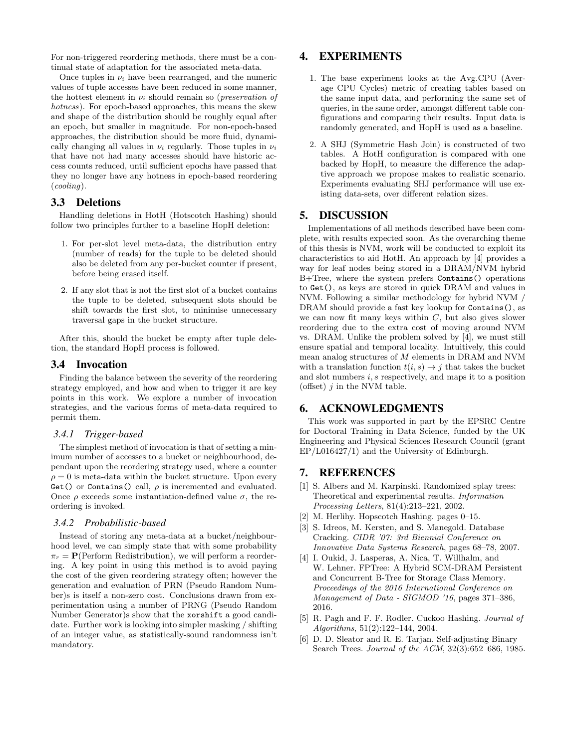For non-triggered reordering methods, there must be a continual state of adaptation for the associated meta-data.

Once tuples in $\nu_i$ have been rearranged, and the numeric values of tuple accesses have been reduced in some manner, the hottest element in $\nu_i$ should remain so (*preservation of hotness*). For epoch-based approaches, this means the skew and shape of the distribution should be roughly equal after an epoch, but smaller in magnitude. For non-epoch-based approaches, the distribution should be more fluid, dynamically changing all values in $\nu_i$ regularly. Those tuples in $\nu_i$ that have not had many accesses should have historic access counts reduced, until sufficient epochs have passed that they no longer have any hotness in epoch-based reordering (*cooling*).

## 3.3 Deletions

Handling deletions in HotH (Hotscotch Hashing) should follow two principles further to a baseline HopH deletion:

1. For per-slot level meta-data, the distribution entry (number of reads) for the tuple to be deleted should also be deleted from any per-bucket counter if present, before being erased itself.
2. If any slot that is not the first slot of a bucket contains the tuple to be deleted, subsequent slots should be shift towards the first slot, to minimise unnecessary traversal gaps in the bucket structure.

After this, should the bucket be empty after tuple deletion, the standard HopH process is followed.

## 3.4 Invocation

Finding the balance between the severity of the reordering strategy employed, and how and when to trigger it are key points in this work. We explore a number of invocation strategies, and the various forms of meta-data required to permit them.

### 3.4.1 Trigger-based

The simplest method of invocation is that of setting a minimum number of accesses to a bucket or neighbourhood, dependant upon the reordering strategy used, where a counter $\rho = 0$ is meta-data within the bucket structure. Upon every `Get()` or `Contains()` call, $\rho$ is incremented and evaluated. Once $\rho$ exceeds some instantiation-defined value $\sigma$, the reordering is invoked.

### 3.4.2 Probabilistic-based

Instead of storing any meta-data at a bucket/neighbourhood level, we can simply state that with some probability $\pi_r = \mathbf{P}(\text{Perform Redistribution})$, we will perform a reordering. A key point in using this method is to avoid paying the cost of the given reordering strategy often; however the generation and evaluation of PRN (Pseudo Random Number)s is itself a non-zero cost. Conclusions drawn from experimentation using a number of PRNG (Pseudo Random Number Generator)s show that the `xorshift` a good candidate. Further work is looking into simpler masking / shifting of an integer value, as statistically-sound randomness isn't mandatory.

# 4. EXPERIMENTS

1. The base experiment looks at the Avg.CPU (Average CPU Cycles) metric of creating tables based on the same input data, and performing the same set of queries, in the same order, amongst different table configurations and comparing their results. Input data is randomly generated, and HopH is used as a baseline.
2. A SHJ (Symmetric Hash Join) is constructed of two tables. A HotH configuration is compared with one backed by HopH, to measure the difference the adaptive approach we propose makes to realistic scenario. Experiments evaluating SHJ performance will use existing data-sets, over different relation sizes.

# 5. DISCUSSION

Implementations of all methods described have been complete, with results expected soon. As the overarching theme of this thesis is NVM, work will be conducted to exploit its characteristics to aid HotH. An approach by [4] provides a way for leaf nodes being stored in a DRAM/NVM hybrid B+Tree, where the system prefers `Contains()` operations to `Get()`, as keys are stored in quick DRAM and values in NVM. Following a similar methodology for hybrid NVM / DRAM should provide a fast key lookup for `Contains()`, as we can now fit many keys within $C$, but also gives slower reordering due to the extra cost of moving around NVM vs. DRAM. Unlike the problem solved by [4], we must still ensure spatial and temporal locality. Intuitively, this could mean analog structures of $M$ elements in DRAM and NVM with a translation function $t(i, s) \to j$ that takes the bucket and slot numbers $i, s$ respectively, and maps it to a position (offset) $j$ in the NVM table.

# 6. ACKNOWLEDGMENTS

This work was supported in part by the EPSRC Centre for Doctoral Training in Data Science, funded by the UK Engineering and Physical Sciences Research Council (grant EP/L016427/1) and the University of Edinburgh.

# 7. REFERENCES

[1] S. Albers and M. Karpinski. Randomized splay trees: Theoretical and experimental results. *Information Processing Letters*, 81(4):213–221, 2002.

[2] M. Herlihy. Hopscotch Hashing. pages 0–15.

[3] S. Idreos, M. Kersten, and S. Manegold. Database Cracking. *CIDR '07: 3rd Biennial Conference on Innovative Data Systems Research*, pages 68–78, 2007.

[4] I. Oukid, J. Lasperas, A. Nica, T. Willhalm, and W. Lehner. FPTree: A Hybrid SCM-DRAM Persistent and Concurrent B-Tree for Storage Class Memory. *Proceedings of the 2016 International Conference on Management of Data - SIGMOD '16*, pages 371–386, 2016.

[5] R. Pagh and F. F. Rodler. Cuckoo Hashing. *Journal of Algorithms*, 51(2):122–144, 2004.

[6] D. D. Sleator and R. E. Tarjan. Self-adjusting Binary Search Trees. *Journal of the ACM*, 32(3):652–686, 1985.